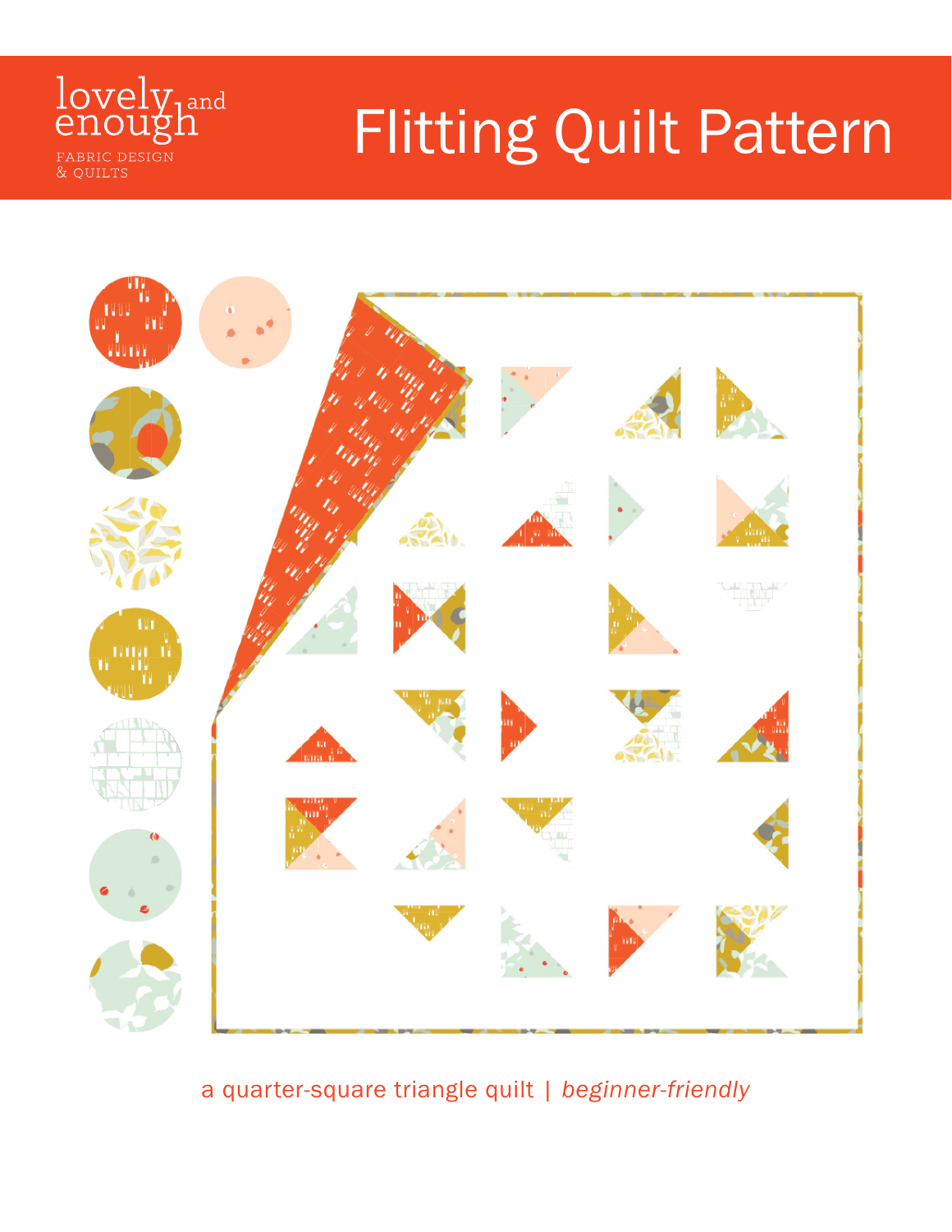lovely and enough

FABRIC DESIGN & QUILTS

# Flitting Quilt Pattern

a quarter-square triangle quilt | *beginner-friendly*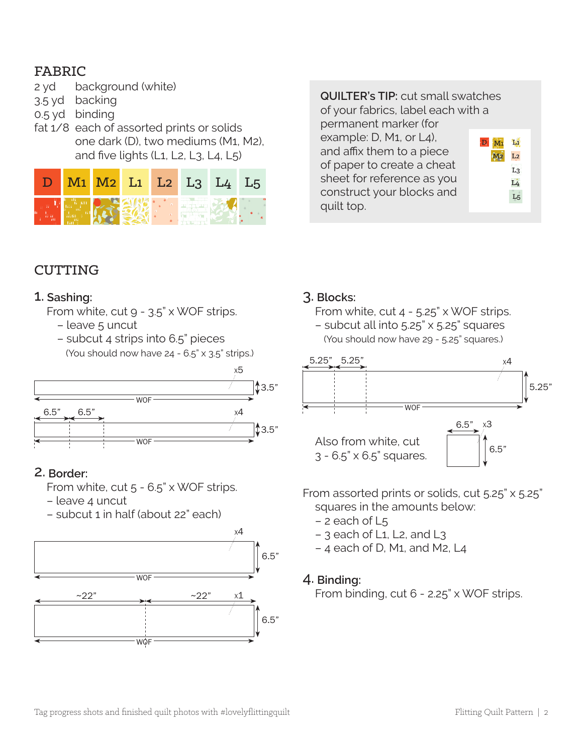## FABRIC

| | |
|---|---|
| 2 yd | background (white) |
| 3.5 yd | backing |
| 0.5 yd | binding |
| fat 1/8 | each of assorted prints or solids one dark (D), two mediums (M1, M2), and five lights (L1, L2, L3, L4, L5) |

D M1 M2 L1 L2 L3 L4 L5

**QUILTER's TIP:** cut small swatches of your fabrics, label each with a permanent marker (for example: D, M1, or L4), and affix them to a piece of paper to create a cheat sheet for reference as you construct your blocks and quilt top.

## CUTTING

### 1. Sashing:

From white, cut 9 - 3.5" x WOF strips.

- leave 5 uncut
- subcut 4 strips into 6.5" pieces

(You should now have 24 - 6.5" x 3.5" strips.)

x5 — 3.5" — WOF

6.5" 6.5" x4 — 3.5" — WOF

### 2. Border:

From white, cut 5 - 6.5" x WOF strips.

- leave 4 uncut
- subcut 1 in half (about 22" each)

x4 — 6.5" — WOF

~22" ~22" x1 — 6.5" — WOF

### 3. Blocks:

From white, cut 4 - 5.25" x WOF strips.

- subcut all into 5.25" x 5.25" squares

(You should now have 29 - 5.25" squares.)

5.25" 5.25" x4 — 5.25" — WOF

Also from white, cut 3 - 6.5" x 6.5" squares.

6.5" x3 — 6.5"

From assorted prints or solids, cut 5.25" x 5.25" squares in the amounts below:

- 2 each of L5
- 3 each of L1, L2, and L3
- 4 each of D, M1, and M2, L4

### 4. Binding:

From binding, cut 6 - 2.25" x WOF strips.

Tag progress shots and finished quilt photos with #lovelyflittingquilt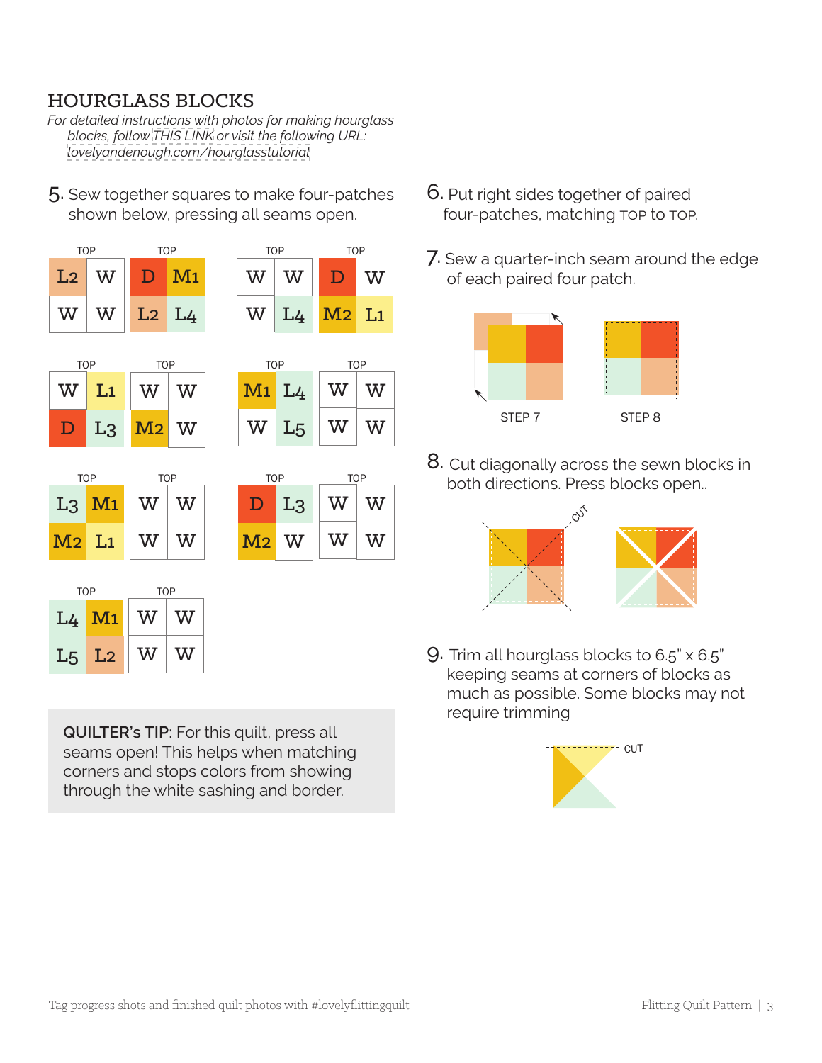## HOURGLASS BLOCKS

*For detailed instructions with photos for making hourglass blocks, follow THIS LINK or visit the following URL: lovelyandenough.com/hourglasstutorial*

5. Sew together squares to make four-patches shown below, pressing all seams open.

| TOP | | TOP | |
|---|---|---|---|
| L2 | W | D | M1 |
| W | W | L2 | L4 |

| TOP | | TOP | |
|---|---|---|---|
| W | W | D | W |
| W | L4 | M2 | L1 |

| TOP | | TOP | |
|---|---|---|---|
| W | L1 | W | W |
| D | L3 | M2 | W |

| TOP | | TOP | |
|---|---|---|---|
| M1 | L4 | W | W |
| W | L5 | W | W |

| TOP | | TOP | |
|---|---|---|---|
| L3 | M1 | W | W |
| M2 | L1 | W | W |

| TOP | | TOP | |
|---|---|---|---|
| D | L3 | W | W |
| M2 | W | W | W |

| TOP | | TOP | |
|---|---|---|---|
| L4 | M1 | W | W |
| L5 | L2 | W | W |

**QUILTER's TIP:** For this quilt, press all seams open! This helps when matching corners and stops colors from showing through the white sashing and border.

6. Put right sides together of paired four-patches, matching TOP to TOP.

7. Sew a quarter-inch seam around the edge of each paired four patch.

STEP 7 STEP 8

8. Cut diagonally across the sewn blocks in both directions. Press blocks open..

CUT

9. Trim all hourglass blocks to 6.5" x 6.5" keeping seams at corners of blocks as much as possible. Some blocks may not require trimming

CUT

Tag progress shots and finished quilt photos with #lovelyflittingquilt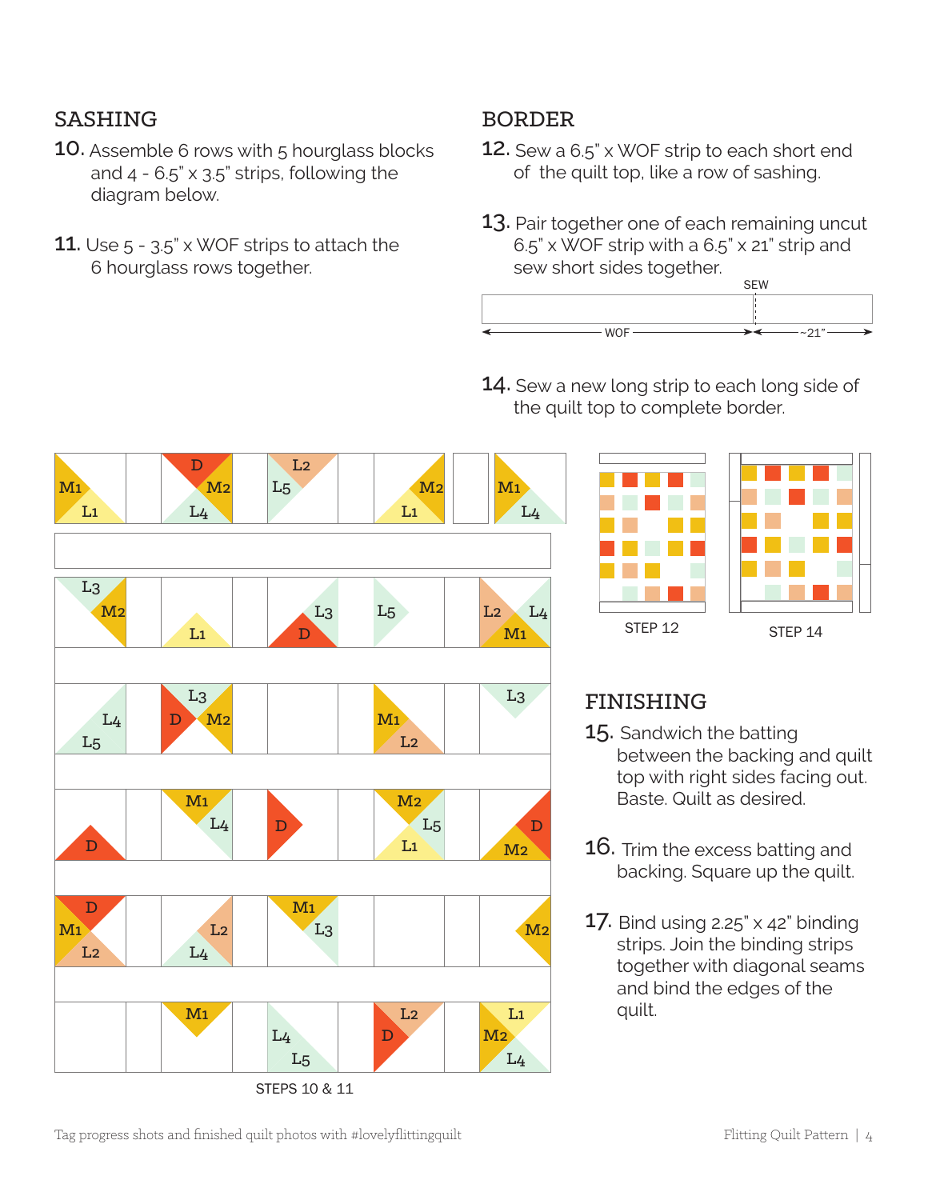## SASHING

**10.** Assemble 6 rows with 5 hourglass blocks and 4 - 6.5" x 3.5" strips, following the diagram below.

**11.** Use 5 - 3.5" x WOF strips to attach the 6 hourglass rows together.

STEPS 10 & 11

## BORDER

**12.** Sew a 6.5" x WOF strip to each short end of the quilt top, like a row of sashing.

**13.** Pair together one of each remaining uncut 6.5" x WOF strip with a 6.5" x 21" strip and sew short sides together.

SEW

WOF

~21"

**14.** Sew a new long strip to each long side of the quilt top to complete border.

STEP 12

STEP 14

## FINISHING

**15.** Sandwich the batting between the backing and quilt top with right sides facing out. Baste. Quilt as desired.

**16.** Trim the excess batting and backing. Square up the quilt.

**17.** Bind using 2.25" x 42" binding strips. Join the binding strips together with diagonal seams and bind the edges of the quilt.

Tag progress shots and finished quilt photos with #lovelyflittingquilt